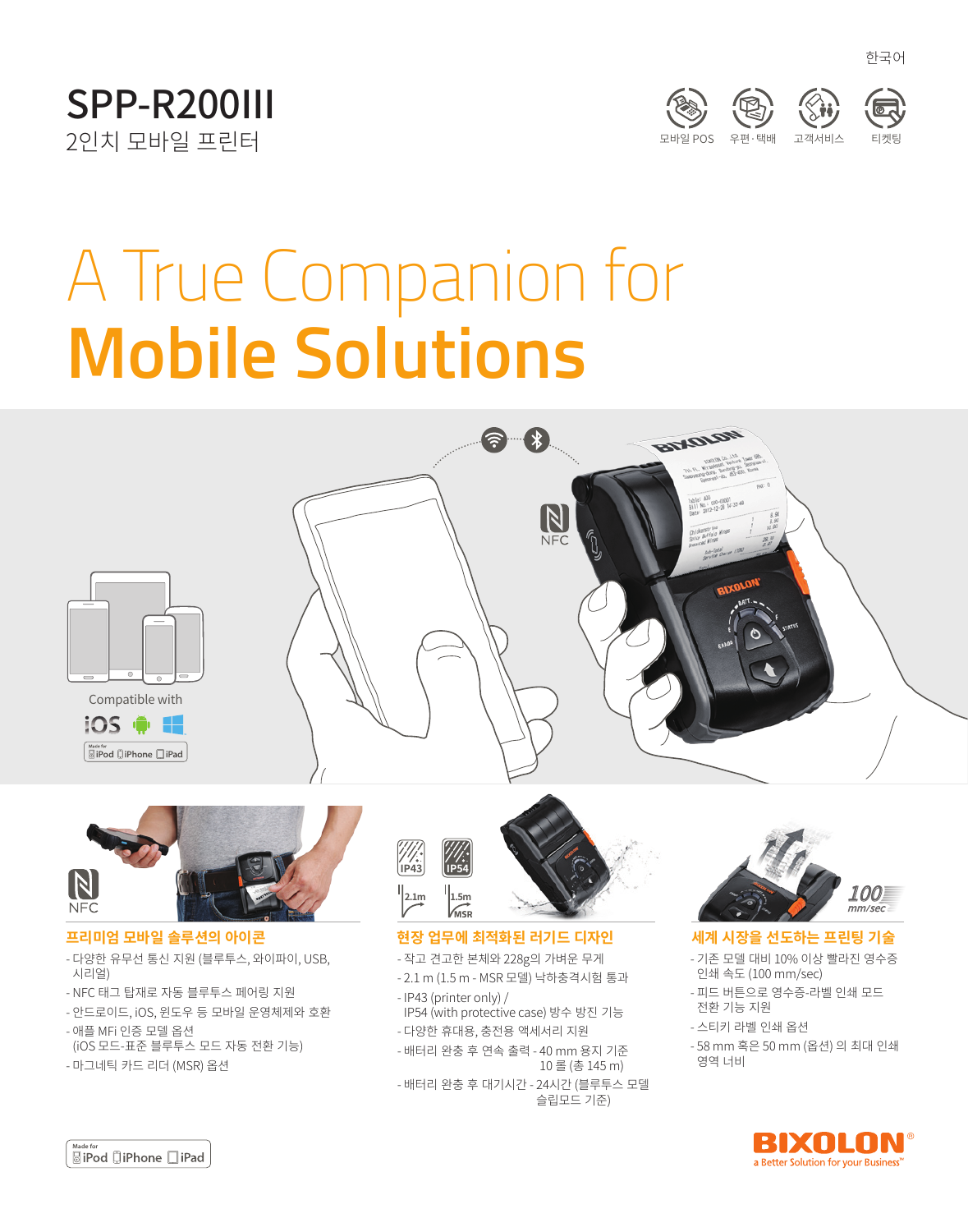한국어

# SPP-R200III

2인치 모바일 프린터

모바일 POS　우편·택배　고객서비스　티켓팅

# A True Companion for **Mobile Solutions**

Compatible with

iOS

Made for iPod iPhone iPad

NFC

## 프리미엄 모바일 솔루션의 아이콘

- 다양한 유무선 통신 지원 (블루투스, 와이파이, USB, 시리얼)
- NFC 태그 탑재로 자동 블루투스 페어링 지원
- 안드로이드, iOS, 윈도우 등 모바일 운영체제와 호환
- 애플 MFi 인증 모델 옵션 (iOS 모드-표준 블루투스 모드 자동 전환 기능)
- 마그네틱 카드 리더 (MSR) 옵션

IP43　IP54　2.1m　1.5m MSR

## 현장 업무에 최적화된 러기드 디자인

- 작고 견고한 본체와 228g의 가벼운 무게
- 2.1 m (1.5 m - MSR 모델) 낙하충격시험 통과
- IP43 (printer only) / IP54 (with protective case) 방수 방진 기능
- 다양한 휴대용, 충전용 액세서리 지원
- 배터리 완충 후 연속 출력 - 40 mm 용지 기준 10 롤 (총 145 m)
- 배터리 완충 후 대기시간 - 24시간 (블루투스 모델 슬립모드 기준)

100 mm/sec

## 세계 시장을 선도하는 프린팅 기술

- 기존 모델 대비 10% 이상 빨라진 영수증 인쇄 속도 (100 mm/sec)
- 피드 버튼으로 영수증-라벨 인쇄 모드 전환 기능 지원
- 스티키 라벨 인쇄 옵션
- 58 mm 혹은 50 mm (옵션) 의 최대 인쇄 영역 너비

Made for iPod iPhone iPad

BIXOLON®
a Better Solution for your Business™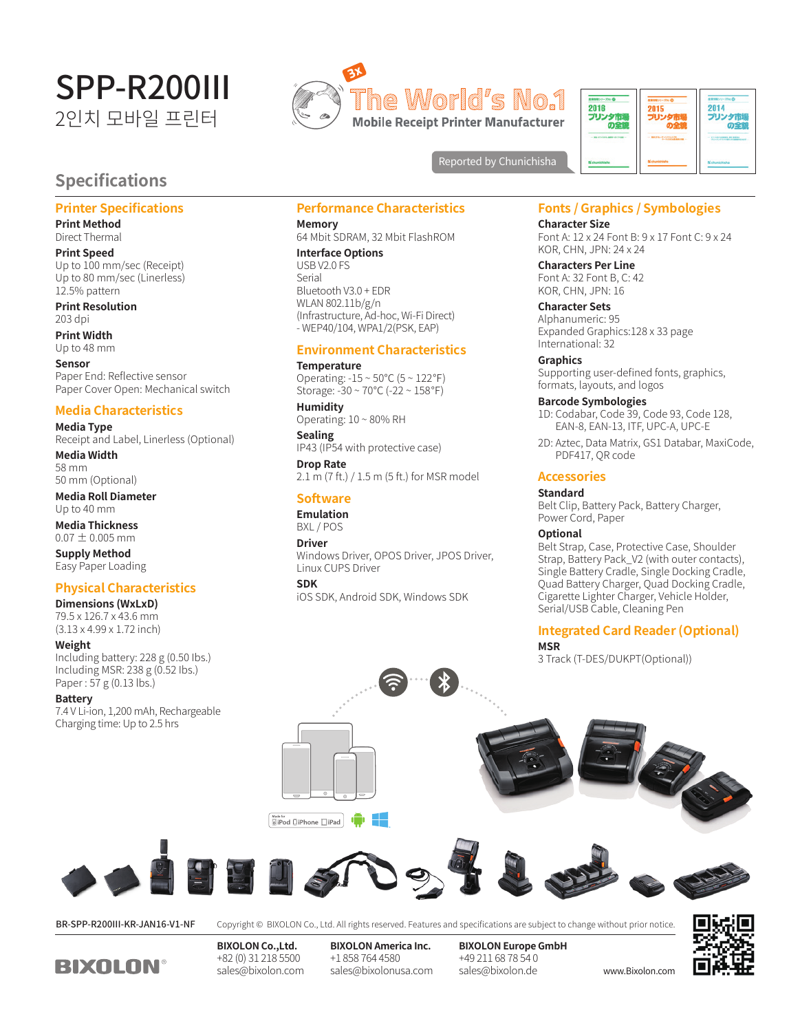# SPP-R200III

2인치 모바일 프린터

The World's No.1 Mobile Receipt Printer Manufacturer

Reported by Chunichisha

## Specifications

### Printer Specifications

**Print Method**
Direct Thermal

**Print Speed**
Up to 100 mm/sec (Receipt)
Up to 80 mm/sec (Linerless)
12.5% pattern

**Print Resolution**
203 dpi

**Print Width**
Up to 48 mm

**Sensor**
Paper End: Reflective sensor
Paper Cover Open: Mechanical switch

### Media Characteristics

**Media Type**
Receipt and Label, Linerless (Optional)

**Media Width**
58 mm
50 mm (Optional)

**Media Roll Diameter**
Up to 40 mm

**Media Thickness**
0.07 ± 0.005 mm

**Supply Method**
Easy Paper Loading

### Physical Characteristics

**Dimensions (WxLxD)**
79.5 x 126.7 x 43.6 mm
(3.13 x 4.99 x 1.72 inch)

**Weight**
Including battery: 228 g (0.50 lbs.)
Including MSR: 238 g (0.52 lbs.)
Paper : 57 g (0.13 lbs.)

**Battery**
7.4 V Li-ion, 1,200 mAh, Rechargeable
Charging time: Up to 2.5 hrs

### Performance Characteristics

**Memory**
64 Mbit SDRAM, 32 Mbit FlashROM

**Interface Options**
USB V2.0 FS
Serial
Bluetooth V3.0 + EDR
WLAN 802.11b/g/n
(Infrastructure, Ad-hoc, Wi-Fi Direct)
- WEP40/104, WPA1/2(PSK, EAP)

### Environment Characteristics

**Temperature**
Operating: -15 ~ 50°C (5 ~ 122°F)
Storage: -30 ~ 70°C (-22 ~ 158°F)

**Humidity**
Operating: 10 ~ 80% RH

**Sealing**
IP43 (IP54 with protective case)

**Drop Rate**
2.1 m (7 ft.) / 1.5 m (5 ft.) for MSR model

### Software

**Emulation**
BXL / POS

**Driver**
Windows Driver, OPOS Driver, JPOS Driver, Linux CUPS Driver

**SDK**
iOS SDK, Android SDK, Windows SDK

### Fonts / Graphics / Symbologies

**Character Size**
Font A: 12 x 24 Font B: 9 x 17 Font C: 9 x 24
KOR, CHN, JPN: 24 x 24

**Characters Per Line**
Font A: 32 Font B, C: 42
KOR, CHN, JPN: 16

**Character Sets**
Alphanumeric: 95
Expanded Graphics:128 x 33 page
International: 32

**Graphics**
Supporting user-defined fonts, graphics, formats, layouts, and logos

**Barcode Symbologies**
1D: Codabar, Code 39, Code 93, Code 128, EAN-8, EAN-13, ITF, UPC-A, UPC-E
2D: Aztec, Data Matrix, GS1 Databar, MaxiCode, PDF417, QR code

### Accessories

**Standard**
Belt Clip, Battery Pack, Battery Charger, Power Cord, Paper

**Optional**
Belt Strap, Case, Protective Case, Shoulder Strap, Battery Pack_V2 (with outer contacts), Single Battery Cradle, Single Docking Cradle, Quad Battery Charger, Quad Docking Cradle, Cigarette Lighter Charger, Vehicle Holder, Serial/USB Cable, Cleaning Pen

### Integrated Card Reader (Optional)

**MSR**
3 Track (T-DES/DUKPT(Optional))

Made for iPod iPhone iPad

BR-SPP-R200III-KR-JAN16-V1-NF

Copyright © BIXOLON Co., Ltd. All rights reserved. Features and specifications are subject to change without prior notice.

BIXOLON®

**BIXOLON Co.,Ltd.**
+82 (0) 31 218 5500
sales@bixolon.com

**BIXOLON America Inc.**
+1 858 764 4580
sales@bixolonusa.com

**BIXOLON Europe GmbH**
+49 211 68 78 54 0
sales@bixolon.de

www.Bixolon.com